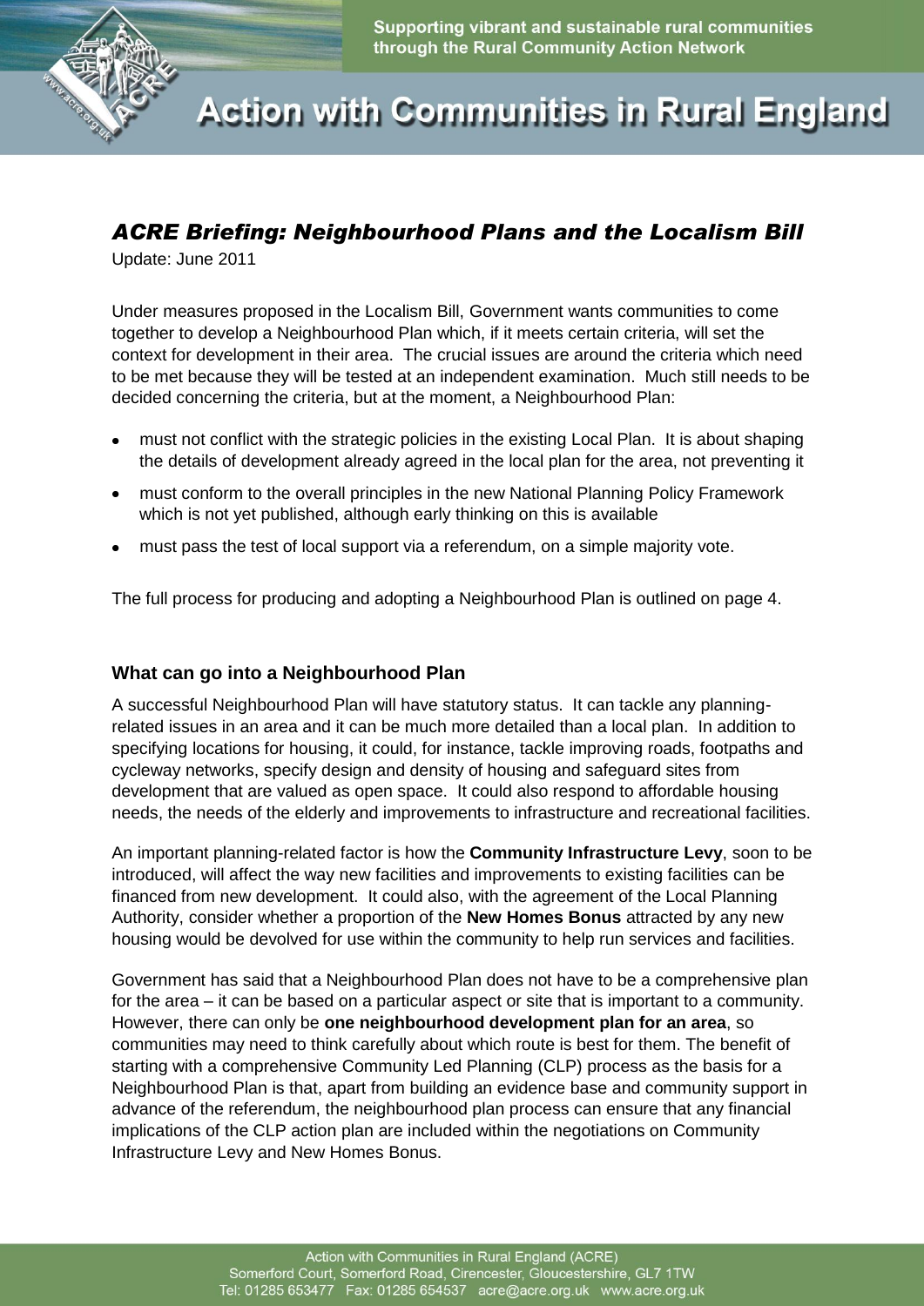# Action with Communities in Rural England

Supporting vibrant and sustainable rural communities through the Rural Community Action Network

## *ACRE Briefing: Neighbourhood Plans and the Localism Bill*

Update: June 2011

Under measures proposed in the Localism Bill, Government wants communities to come together to develop a Neighbourhood Plan which, if it meets certain criteria, will set the context for development in their area. The crucial issues are around the criteria which need to be met because they will be tested at an independent examination. Much still needs to be decided concerning the criteria, but at the moment, a Neighbourhood Plan:

- must not conflict with the strategic policies in the existing Local Plan. It is about shaping the details of development already agreed in the local plan for the area, not preventing it
- must conform to the overall principles in the new National Planning Policy Framework which is not yet published, although early thinking on this is available
- must pass the test of local support via a referendum, on a simple majority vote.

The full process for producing and adopting a Neighbourhood Plan is outlined on page 4.

### What can go into a Neighbourhood Plan

A successful Neighbourhood Plan will have statutory status. It can tackle any planning-related issues in an area and it can be much more detailed than a local plan. In addition to specifying locations for housing, it could, for instance, tackle improving roads, footpaths and cycleway networks, specify design and density of housing and safeguard sites from development that are valued as open space. It could also respond to affordable housing needs, the needs of the elderly and improvements to infrastructure and recreational facilities.

An important planning-related factor is how the **Community Infrastructure Levy**, soon to be introduced, will affect the way new facilities and improvements to existing facilities can be financed from new development. It could also, with the agreement of the Local Planning Authority, consider whether a proportion of the **New Homes Bonus** attracted by any new housing would be devolved for use within the community to help run services and facilities.

Government has said that a Neighbourhood Plan does not have to be a comprehensive plan for the area – it can be based on a particular aspect or site that is important to a community. However, there can only be **one neighbourhood development plan for an area**, so communities may need to think carefully about which route is best for them. The benefit of starting with a comprehensive Community Led Planning (CLP) process as the basis for a Neighbourhood Plan is that, apart from building an evidence base and community support in advance of the referendum, the neighbourhood plan process can ensure that any financial implications of the CLP action plan are included within the negotiations on Community Infrastructure Levy and New Homes Bonus.

Action with Communities in Rural England (ACRE)
Somerford Court, Somerford Road, Cirencester, Gloucestershire, GL7 1TW
Tel: 01285 653477 Fax: 01285 654537 acre@acre.org.uk www.acre.org.uk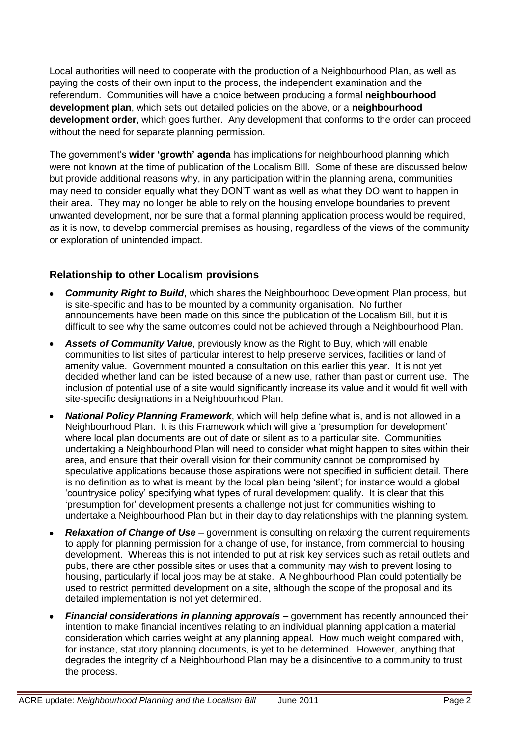Local authorities will need to cooperate with the production of a Neighbourhood Plan, as well as paying the costs of their own input to the process, the independent examination and the referendum. Communities will have a choice between producing a formal **neighbourhood development plan**, which sets out detailed policies on the above, or a **neighbourhood development order**, which goes further. Any development that conforms to the order can proceed without the need for separate planning permission.

The government's **wider 'growth' agenda** has implications for neighbourhood planning which were not known at the time of publication of the Localism BIll. Some of these are discussed below but provide additional reasons why, in any participation within the planning arena, communities may need to consider equally what they DON'T want as well as what they DO want to happen in their area. They may no longer be able to rely on the housing envelope boundaries to prevent unwanted development, nor be sure that a formal planning application process would be required, as it is now, to develop commercial premises as housing, regardless of the views of the community or exploration of unintended impact.

## Relationship to other Localism provisions

- ***Community Right to Build***, which shares the Neighbourhood Development Plan process, but is site-specific and has to be mounted by a community organisation. No further announcements have been made on this since the publication of the Localism Bill, but it is difficult to see why the same outcomes could not be achieved through a Neighbourhood Plan.
- ***Assets of Community Value***, previously know as the Right to Buy, which will enable communities to list sites of particular interest to help preserve services, facilities or land of amenity value. Government mounted a consultation on this earlier this year. It is not yet decided whether land can be listed because of a new use, rather than past or current use. The inclusion of potential use of a site would significantly increase its value and it would fit well with site-specific designations in a Neighbourhood Plan.
- ***National Policy Planning Framework***, which will help define what is, and is not allowed in a Neighbourhood Plan. It is this Framework which will give a 'presumption for development' where local plan documents are out of date or silent as to a particular site. Communities undertaking a Neighbourhood Plan will need to consider what might happen to sites within their area, and ensure that their overall vision for their community cannot be compromised by speculative applications because those aspirations were not specified in sufficient detail. There is no definition as to what is meant by the local plan being 'silent'; for instance would a global 'countryside policy' specifying what types of rural development qualify. It is clear that this 'presumption for' development presents a challenge not just for communities wishing to undertake a Neighbourhood Plan but in their day to day relationships with the planning system.
- ***Relaxation of Change of Use*** – government is consulting on relaxing the current requirements to apply for planning permission for a change of use, for instance, from commercial to housing development. Whereas this is not intended to put at risk key services such as retail outlets and pubs, there are other possible sites or uses that a community may wish to prevent losing to housing, particularly if local jobs may be at stake. A Neighbourhood Plan could potentially be used to restrict permitted development on a site, although the scope of the proposal and its detailed implementation is not yet determined.
- ***Financial considerations in planning approvals –*** government has recently announced their intention to make financial incentives relating to an individual planning application a material consideration which carries weight at any planning appeal. How much weight compared with, for instance, statutory planning documents, is yet to be determined. However, anything that degrades the integrity of a Neighbourhood Plan may be a disincentive to a community to trust the process.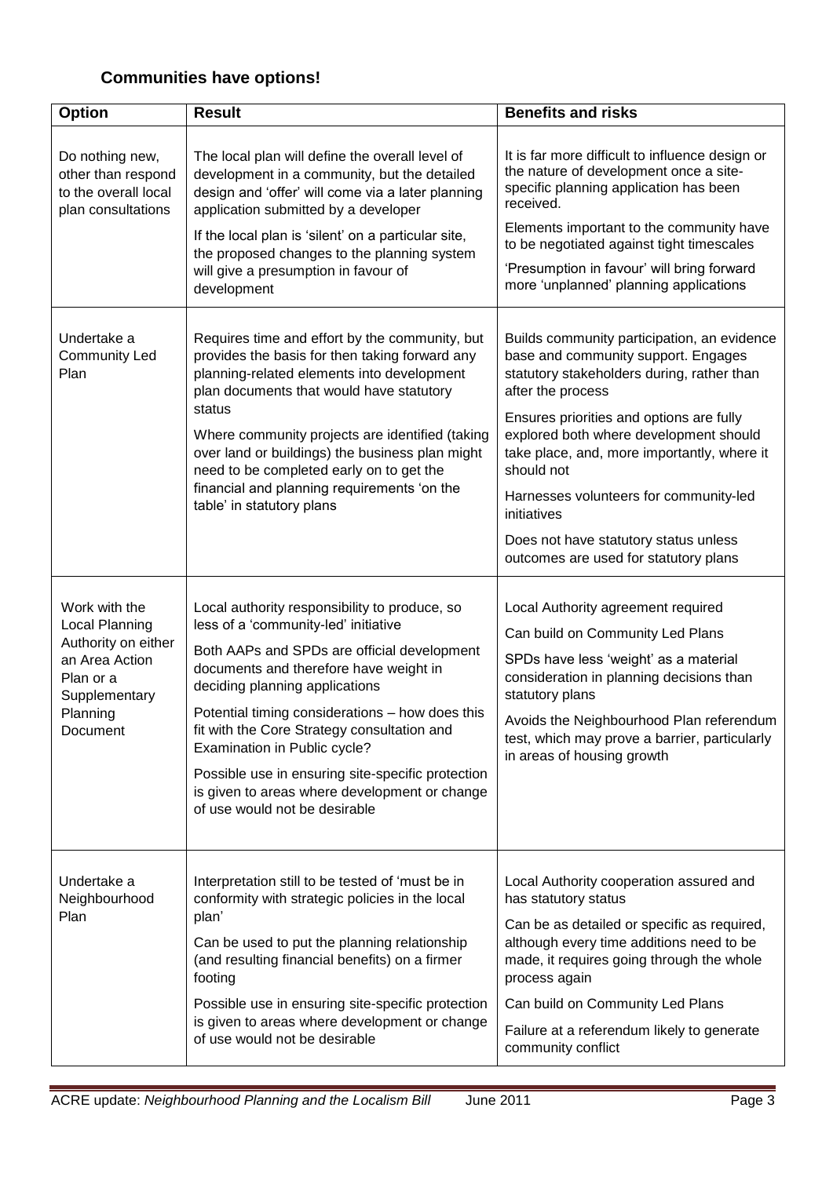## Communities have options!

| Option | Result | Benefits and risks |
|---|---|---|
| Do nothing new, other than respond to the overall local plan consultations | The local plan will define the overall level of development in a community, but the detailed design and 'offer' will come via a later planning application submitted by a developer<br><br>If the local plan is 'silent' on a particular site, the proposed changes to the planning system will give a presumption in favour of development | It is far more difficult to influence design or the nature of development once a site-specific planning application has been received.<br><br>Elements important to the community have to be negotiated against tight timescales<br><br>'Presumption in favour' will bring forward more 'unplanned' planning applications |
| Undertake a Community Led Plan | Requires time and effort by the community, but provides the basis for then taking forward any planning-related elements into development plan documents that would have statutory status<br><br>Where community projects are identified (taking over land or buildings) the business plan might need to be completed early on to get the financial and planning requirements 'on the table' in statutory plans | Builds community participation, an evidence base and community support. Engages statutory stakeholders during, rather than after the process<br><br>Ensures priorities and options are fully explored both where development should take place, and, more importantly, where it should not<br><br>Harnesses volunteers for community-led initiatives<br><br>Does not have statutory status unless outcomes are used for statutory plans |
| Work with the Local Planning Authority on either an Area Action Plan or a Supplementary Planning Document | Local authority responsibility to produce, so less of a 'community-led' initiative<br><br>Both AAPs and SPDs are official development documents and therefore have weight in deciding planning applications<br><br>Potential timing considerations – how does this fit with the Core Strategy consultation and Examination in Public cycle?<br><br>Possible use in ensuring site-specific protection is given to areas where development or change of use would not be desirable | Local Authority agreement required<br><br>Can build on Community Led Plans<br><br>SPDs have less 'weight' as a material consideration in planning decisions than statutory plans<br><br>Avoids the Neighbourhood Plan referendum test, which may prove a barrier, particularly in areas of housing growth |
| Undertake a Neighbourhood Plan | Interpretation still to be tested of 'must be in conformity with strategic policies in the local plan'<br><br>Can be used to put the planning relationship (and resulting financial benefits) on a firmer footing<br><br>Possible use in ensuring site-specific protection is given to areas where development or change of use would not be desirable | Local Authority cooperation assured and has statutory status<br><br>Can be as detailed or specific as required, although every time additions need to be made, it requires going through the whole process again<br><br>Can build on Community Led Plans<br><br>Failure at a referendum likely to generate community conflict |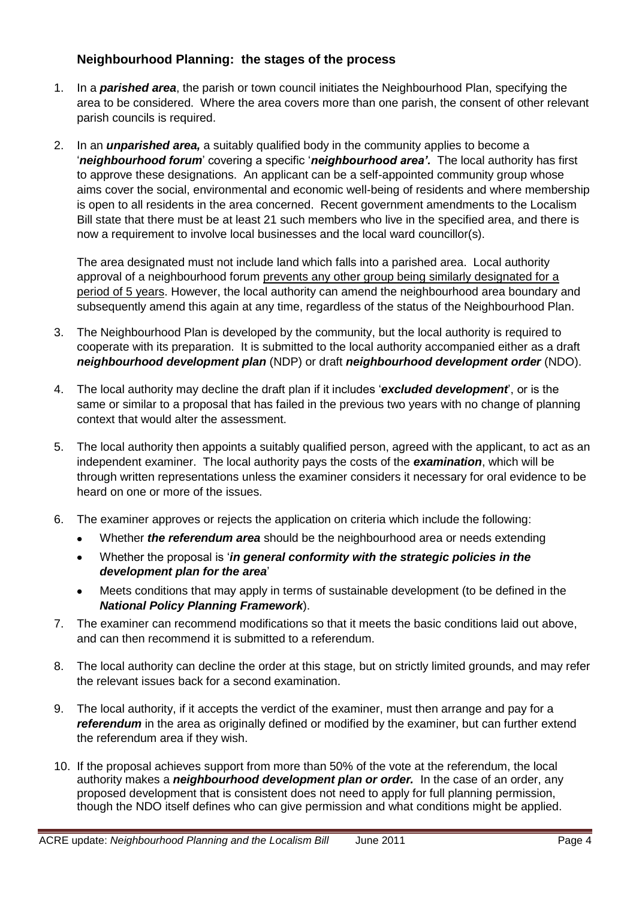## Neighbourhood Planning: the stages of the process

1. In a ***parished area***, the parish or town council initiates the Neighbourhood Plan, specifying the area to be considered. Where the area covers more than one parish, the consent of other relevant parish councils is required.

2. In an ***unparished area,*** a suitably qualified body in the community applies to become a '***neighbourhood forum***' covering a specific '***neighbourhood area'***. The local authority has first to approve these designations. An applicant can be a self-appointed community group whose aims cover the social, environmental and economic well-being of residents and where membership is open to all residents in the area concerned. Recent government amendments to the Localism Bill state that there must be at least 21 such members who live in the specified area, and there is now a requirement to involve local businesses and the local ward councillor(s).

   The area designated must not include land which falls into a parished area. Local authority approval of a neighbourhood forum <u>prevents any other group being similarly designated for a period of 5 years</u>. However, the local authority can amend the neighbourhood area boundary and subsequently amend this again at any time, regardless of the status of the Neighbourhood Plan.

3. The Neighbourhood Plan is developed by the community, but the local authority is required to cooperate with its preparation. It is submitted to the local authority accompanied either as a draft ***neighbourhood development plan*** (NDP) or draft ***neighbourhood development order*** (NDO).

4. The local authority may decline the draft plan if it includes '***excluded development***', or is the same or similar to a proposal that has failed in the previous two years with no change of planning context that would alter the assessment.

5. The local authority then appoints a suitably qualified person, agreed with the applicant, to act as an independent examiner. The local authority pays the costs of the ***examination***, which will be through written representations unless the examiner considers it necessary for oral evidence to be heard on one or more of the issues.

6. The examiner approves or rejects the application on criteria which include the following:
   - Whether ***the referendum area*** should be the neighbourhood area or needs extending
   - Whether the proposal is '***in general conformity with the strategic policies in the development plan for the area***'
   - Meets conditions that may apply in terms of sustainable development (to be defined in the ***National Policy Planning Framework***).

7. The examiner can recommend modifications so that it meets the basic conditions laid out above, and can then recommend it is submitted to a referendum.

8. The local authority can decline the order at this stage, but on strictly limited grounds, and may refer the relevant issues back for a second examination.

9. The local authority, if it accepts the verdict of the examiner, must then arrange and pay for a ***referendum*** in the area as originally defined or modified by the examiner, but can further extend the referendum area if they wish.

10. If the proposal achieves support from more than 50% of the vote at the referendum, the local authority makes a ***neighbourhood development plan or order.*** In the case of an order, any proposed development that is consistent does not need to apply for full planning permission, though the NDO itself defines who can give permission and what conditions might be applied.